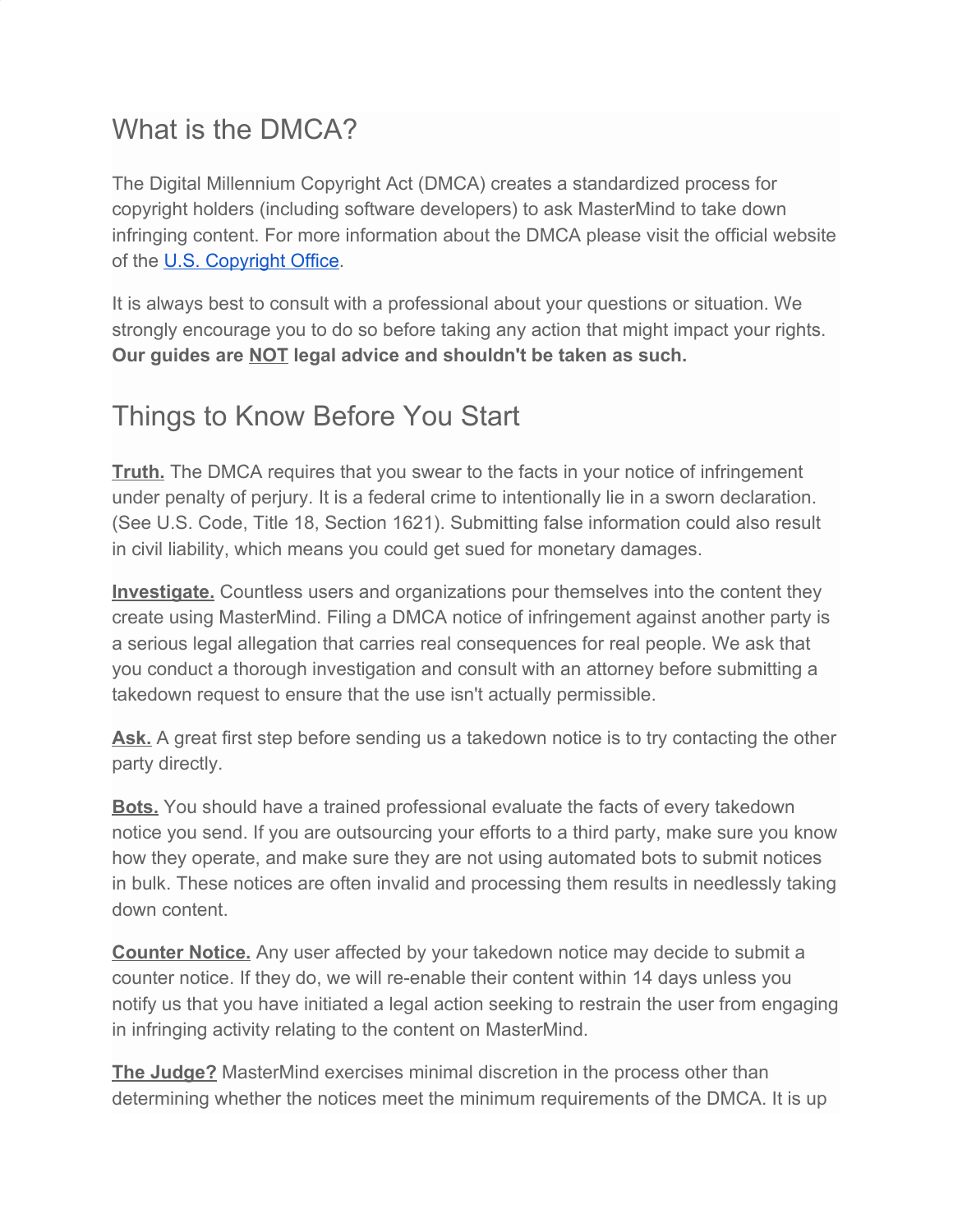## What is the DMCA?

The Digital Millennium Copyright Act (DMCA) creates a standardized process for copyright holders (including software developers) to ask MasterMind to take down infringing content. For more information about the DMCA please visit the official website of the [U.S. Copyright Office](#).

It is always best to consult with a professional about your questions or situation. We strongly encourage you to do so before taking any action that might impact your rights. **Our guides are NOT legal advice and shouldn't be taken as such.**

## Things to Know Before You Start

**Truth.** The DMCA requires that you swear to the facts in your notice of infringement under penalty of perjury. It is a federal crime to intentionally lie in a sworn declaration. (See U.S. Code, Title 18, Section 1621). Submitting false information could also result in civil liability, which means you could get sued for monetary damages.

**Investigate.** Countless users and organizations pour themselves into the content they create using MasterMind. Filing a DMCA notice of infringement against another party is a serious legal allegation that carries real consequences for real people. We ask that you conduct a thorough investigation and consult with an attorney before submitting a takedown request to ensure that the use isn't actually permissible.

**Ask.** A great first step before sending us a takedown notice is to try contacting the other party directly.

**Bots.** You should have a trained professional evaluate the facts of every takedown notice you send. If you are outsourcing your efforts to a third party, make sure you know how they operate, and make sure they are not using automated bots to submit notices in bulk. These notices are often invalid and processing them results in needlessly taking down content.

**Counter Notice.** Any user affected by your takedown notice may decide to submit a counter notice. If they do, we will re-enable their content within 14 days unless you notify us that you have initiated a legal action seeking to restrain the user from engaging in infringing activity relating to the content on MasterMind.

**The Judge?** MasterMind exercises minimal discretion in the process other than determining whether the notices meet the minimum requirements of the DMCA. It is up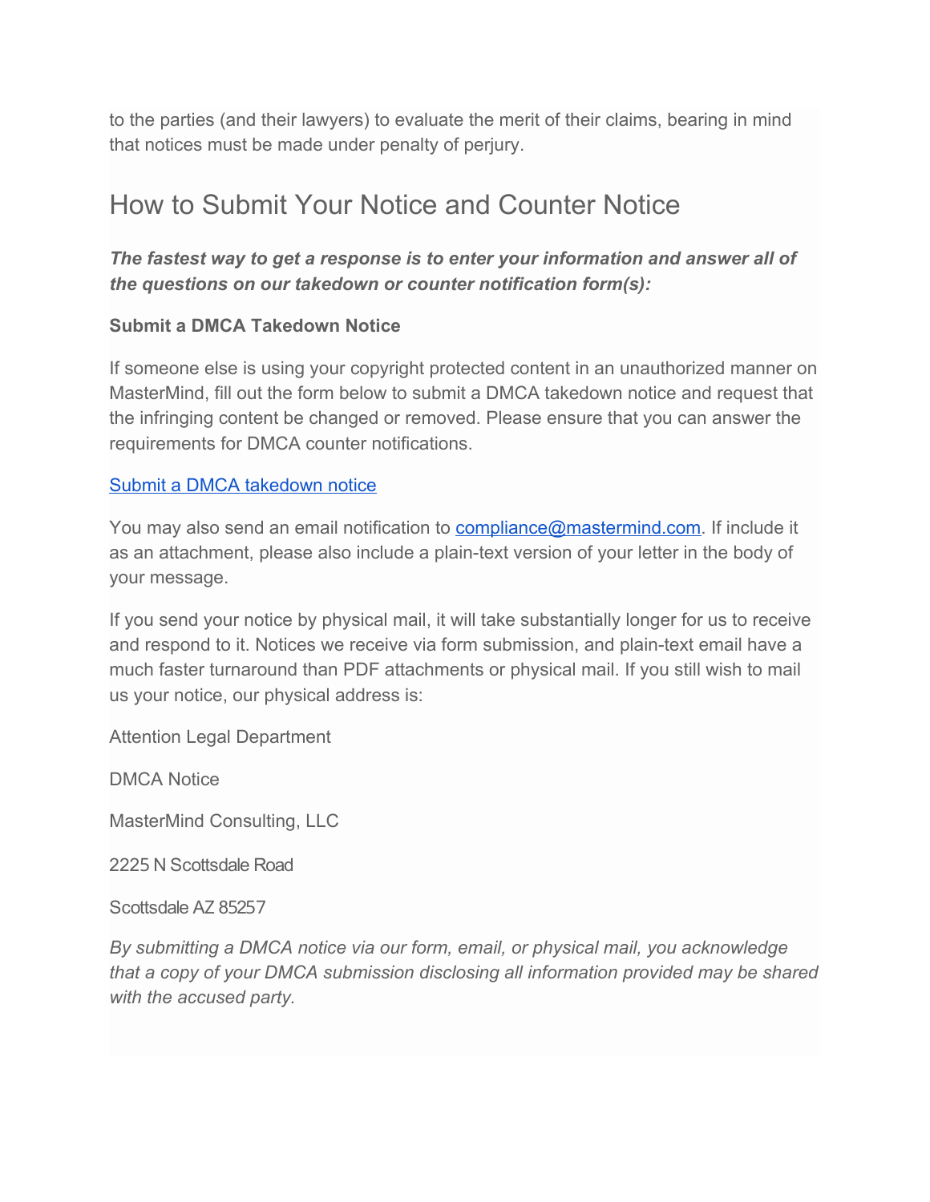to the parties (and their lawyers) to evaluate the merit of their claims, bearing in mind that notices must be made under penalty of perjury.

## How to Submit Your Notice and Counter Notice

***The fastest way to get a response is to enter your information and answer all of the questions on our takedown or counter notification form(s):***

**Submit a DMCA Takedown Notice**

If someone else is using your copyright protected content in an unauthorized manner on MasterMind, fill out the form below to submit a DMCA takedown notice and request that the infringing content be changed or removed. Please ensure that you can answer the requirements for DMCA counter notifications.

Submit a DMCA takedown notice

You may also send an email notification to compliance@mastermind.com. If include it as an attachment, please also include a plain-text version of your letter in the body of your message.

If you send your notice by physical mail, it will take substantially longer for us to receive and respond to it. Notices we receive via form submission, and plain-text email have a much faster turnaround than PDF attachments or physical mail. If you still wish to mail us your notice, our physical address is:

Attention Legal Department

DMCA Notice

MasterMind Consulting, LLC

2225 N Scottsdale Road

Scottsdale AZ 85257

*By submitting a DMCA notice via our form, email, or physical mail, you acknowledge that a copy of your DMCA submission disclosing all information provided may be shared with the accused party.*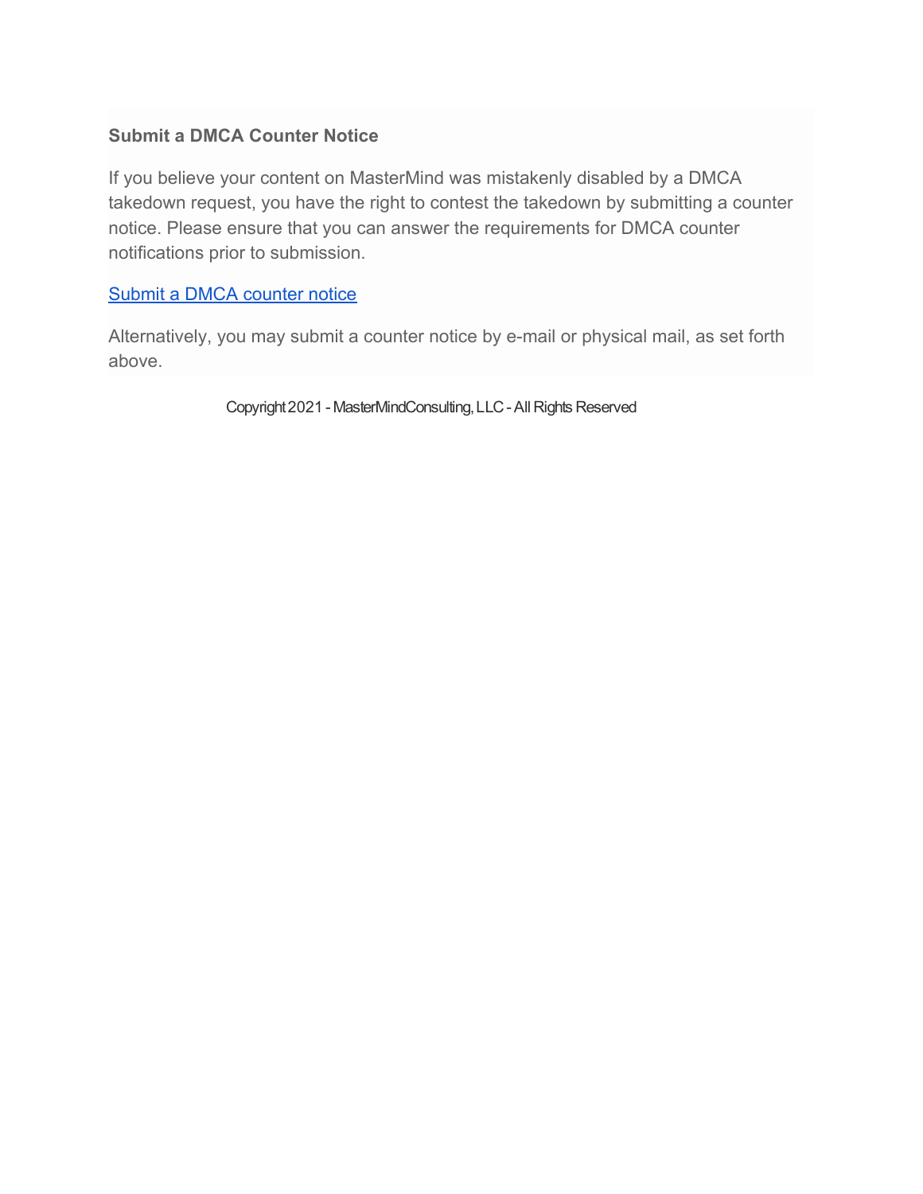### Submit a DMCA Counter Notice

If you believe your content on MasterMind was mistakenly disabled by a DMCA takedown request, you have the right to contest the takedown by submitting a counter notice. Please ensure that you can answer the requirements for DMCA counter notifications prior to submission.

[Submit a DMCA counter notice]()

Alternatively, you may submit a counter notice by e-mail or physical mail, as set forth above.

Copyright 2021 - MasterMindConsulting, LLC - All Rights Reserved